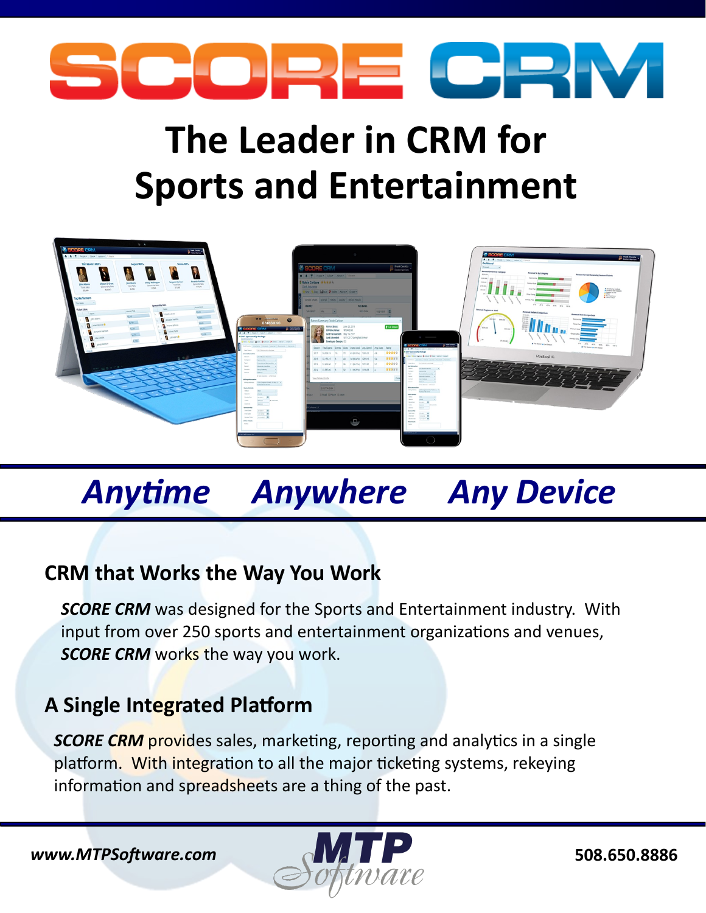# SCORE CRM

# The Leader in CRM for Sports and Entertainment

***Anytime Anywhere Any Device***

## CRM that Works the Way You Work

***SCORE CRM*** was designed for the Sports and Entertainment industry. With input from over 250 sports and entertainment organizations and venues, ***SCORE CRM*** works the way you work.

## A Single Integrated Platform

***SCORE CRM*** provides sales, marketing, reporting and analytics in a single platform. With integration to all the major ticketing systems, rekeying information and spreadsheets are a thing of the past.

***www.MTPSoftware.com*** MTP Software **508.650.8886**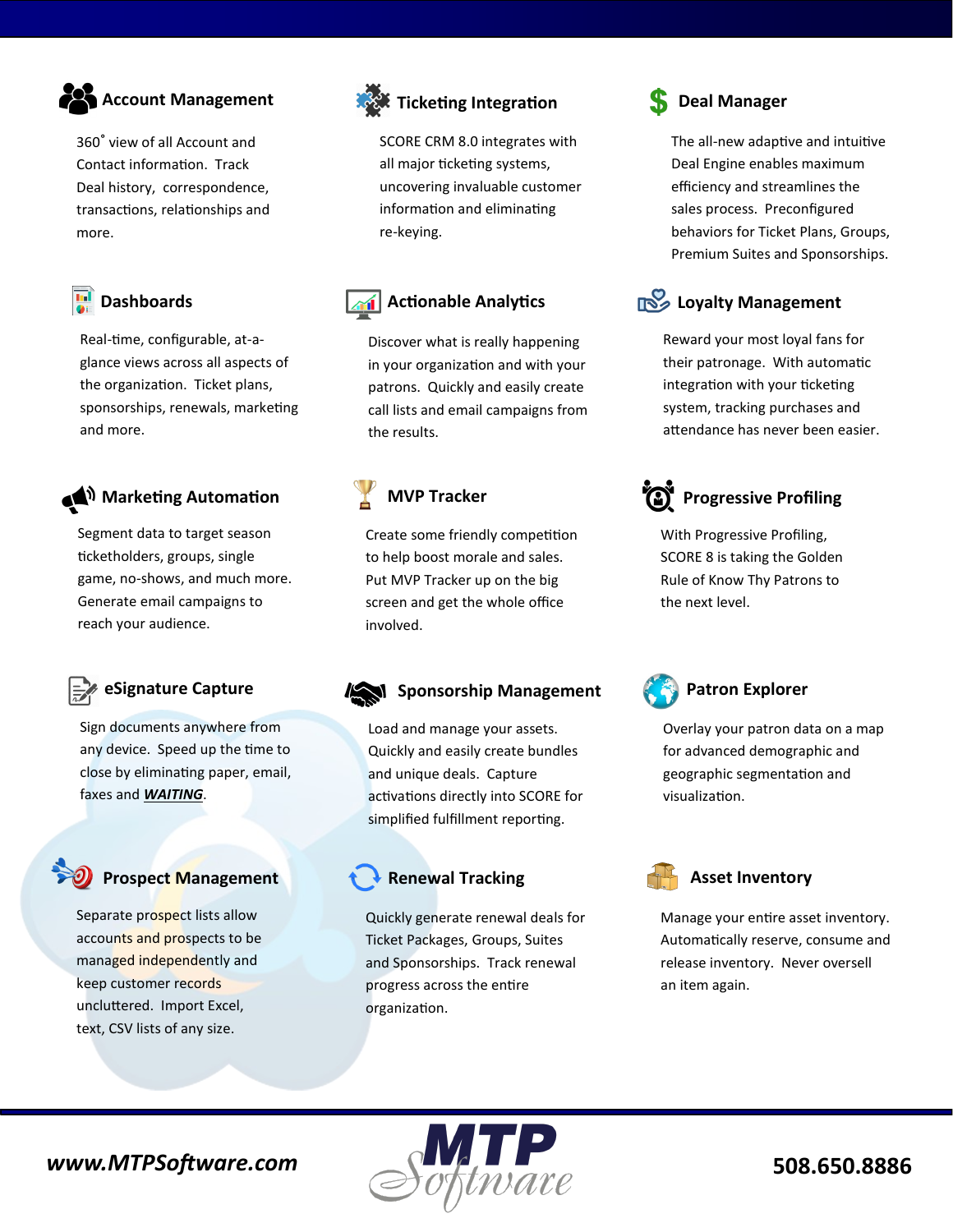## Account Management

360˚ view of all Account and Contact information. Track Deal history, correspondence, transactions, relationships and more.

## Ticketing Integration

SCORE CRM 8.0 integrates with all major ticketing systems, uncovering invaluable customer information and eliminating re-keying.

## Deal Manager

The all-new adaptive and intuitive Deal Engine enables maximum efficiency and streamlines the sales process. Preconfigured behaviors for Ticket Plans, Groups, Premium Suites and Sponsorships.

## Dashboards

Real-time, configurable, at-a-glance views across all aspects of the organization. Ticket plans, sponsorships, renewals, marketing and more.

## Actionable Analytics

Discover what is really happening in your organization and with your patrons. Quickly and easily create call lists and email campaigns from the results.

## Loyalty Management

Reward your most loyal fans for their patronage. With automatic integration with your ticketing system, tracking purchases and attendance has never been easier.

## Marketing Automation

Segment data to target season ticketholders, groups, single game, no-shows, and much more. Generate email campaigns to reach your audience.

## MVP Tracker

Create some friendly competition to help boost morale and sales. Put MVP Tracker up on the big screen and get the whole office involved.

## Progressive Profiling

With Progressive Profiling, SCORE 8 is taking the Golden Rule of Know Thy Patrons to the next level.

## eSignature Capture

Sign documents anywhere from any device. Speed up the time to close by eliminating paper, email, faxes and ***WAITING***.

## Sponsorship Management

Load and manage your assets. Quickly and easily create bundles and unique deals. Capture activations directly into SCORE for simplified fulfillment reporting.

## Patron Explorer

Overlay your patron data on a map for advanced demographic and geographic segmentation and visualization.

## Prospect Management

Separate prospect lists allow accounts and prospects to be managed independently and keep customer records uncluttered. Import Excel, text, CSV lists of any size.

## Renewal Tracking

Quickly generate renewal deals for Ticket Packages, Groups, Suites and Sponsorships. Track renewal progress across the entire organization.

## Asset Inventory

Manage your entire asset inventory. Automatically reserve, consume and release inventory. Never oversell an item again.

***www.MTPSoftware.com*** MTP Software **508.650.8886**